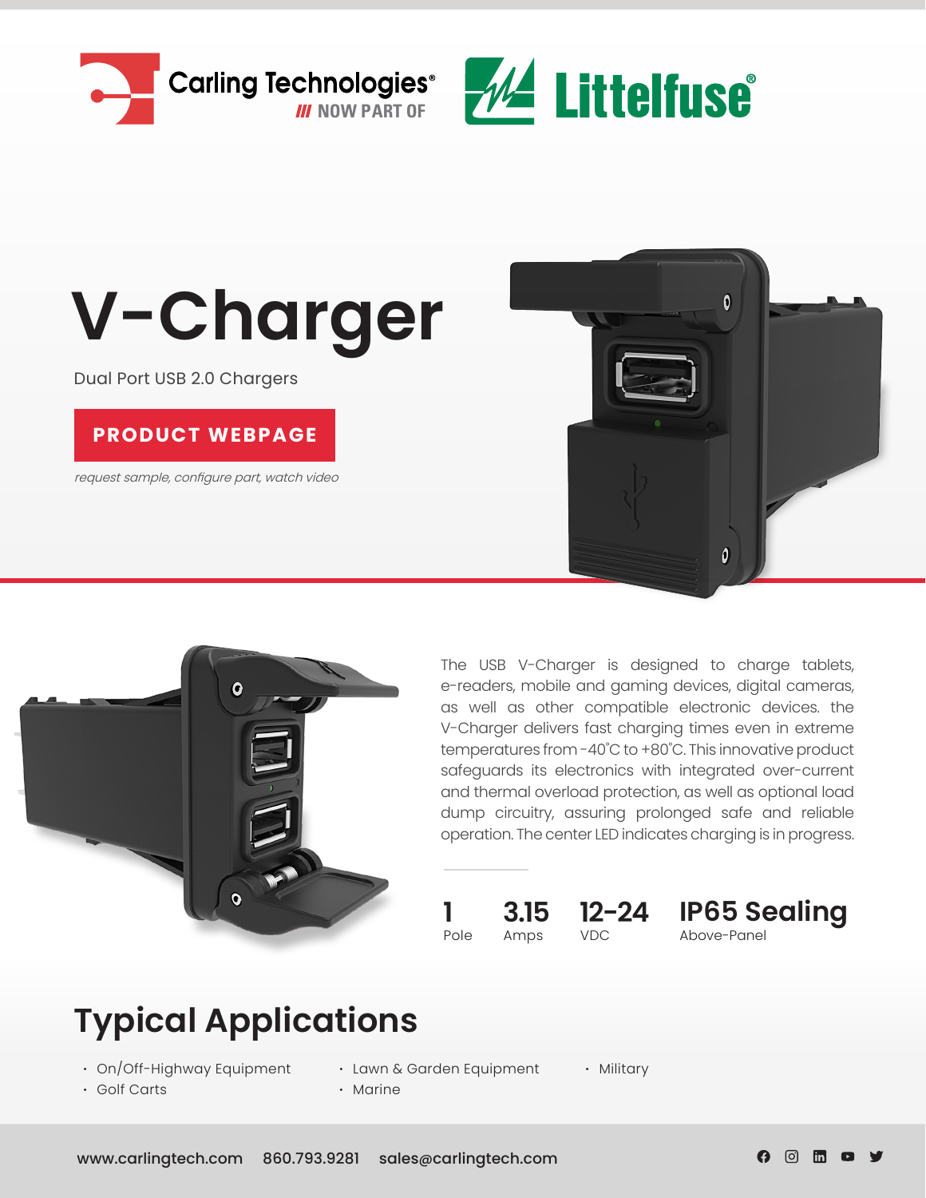Carling Technologies® /// NOW PART OF Littelfuse®

# V-Charger

Dual Port USB 2.0 Chargers

**PRODUCT WEBPAGE**

*request sample, configure part, watch video*

The USB V-Charger is designed to charge tablets, e-readers, mobile and gaming devices, digital cameras, as well as other compatible electronic devices. the V-Charger delivers fast charging times even in extreme temperatures from -40˚C to +80˚C. This innovative product safeguards its electronics with integrated over-current and thermal overload protection, as well as optional load dump circuitry, assuring prolonged safe and reliable operation. The center LED indicates charging is in progress.

**1** Pole

**3.15** Amps

**12-24** VDC

**IP65 Sealing** Above-Panel

## Typical Applications

- On/Off-Highway Equipment
- Golf Carts
- Lawn & Garden Equipment
- Marine
- Military

www.carlingtech.com 860.793.9281 sales@carlingtech.com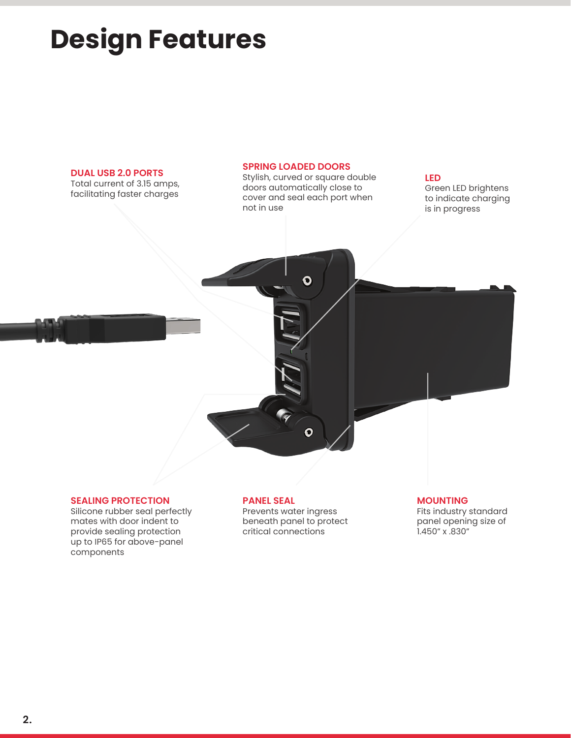# Design Features

### DUAL USB 2.0 PORTS

Total current of 3.15 amps, facilitating faster charges

### SPRING LOADED DOORS

Stylish, curved or square double doors automatically close to cover and seal each port when not in use

### LED

Green LED brightens to indicate charging is in progress

### SEALING PROTECTION

Silicone rubber seal perfectly mates with door indent to provide sealing protection up to IP65 for above-panel components

### PANEL SEAL

Prevents water ingress beneath panel to protect critical connections

### MOUNTING

Fits industry standard panel opening size of 1.450” x .830”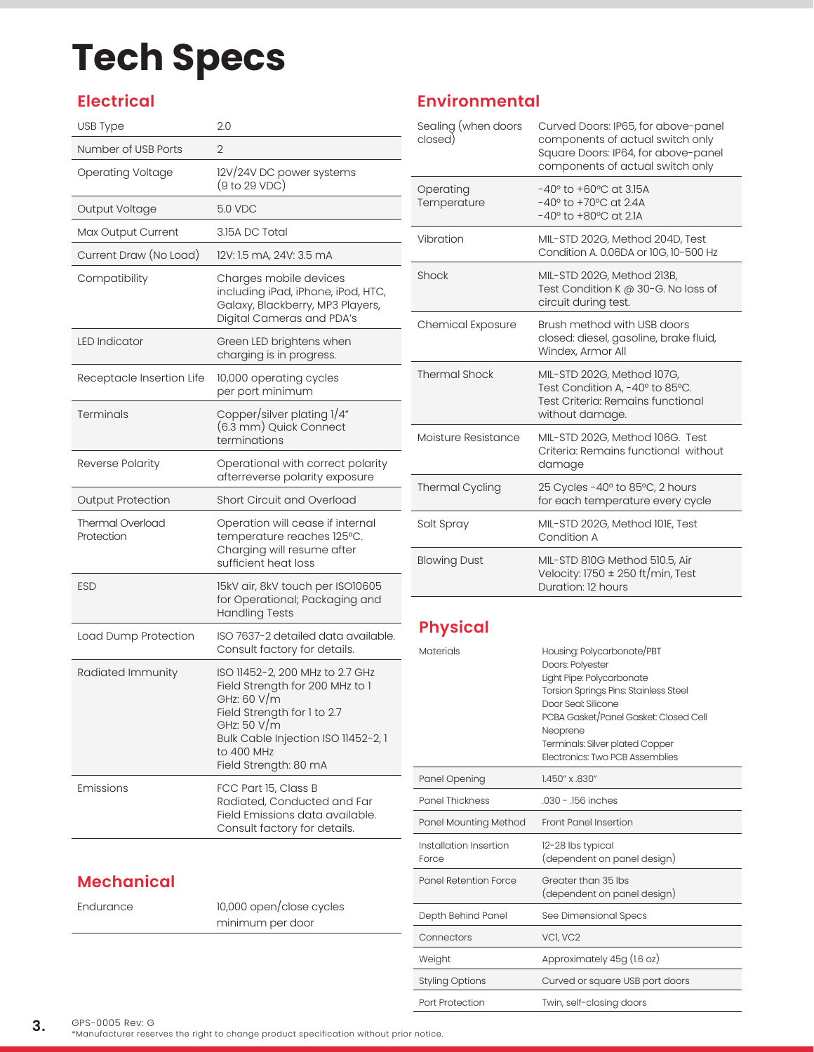# Tech Specs

## Electrical

| | |
|---|---|
| USB Type | 2.0 |
| Number of USB Ports | 2 |
| Operating Voltage | 12V/24V DC power systems (9 to 29 VDC) |
| Output Voltage | 5.0 VDC |
| Max Output Current | 3.15A DC Total |
| Current Draw (No Load) | 12V: 1.5 mA, 24V: 3.5 mA |
| Compatibility | Charges mobile devices including iPad, iPhone, iPod, HTC, Galaxy, Blackberry, MP3 Players, Digital Cameras and PDA's |
| LED Indicator | Green LED brightens when charging is in progress. |
| Receptacle Insertion Life | 10,000 operating cycles per port minimum |
| Terminals | Copper/silver plating 1/4" (6.3 mm) Quick Connect terminations |
| Reverse Polarity | Operational with correct polarity afterreverse polarity exposure |
| Output Protection | Short Circuit and Overload |
| Thermal Overload Protection | Operation will cease if internal temperature reaches 125ºC. Charging will resume after sufficient heat loss |
| ESD | 15kV air, 8kV touch per ISO10605 for Operational; Packaging and Handling Tests |
| Load Dump Protection | ISO 7637-2 detailed data available. Consult factory for details. |
| Radiated Immunity | ISO 11452-2, 200 MHz to 2.7 GHz Field Strength for 200 MHz to 1 GHz: 60 V/m Field Strength for 1 to 2.7 GHz: 50 V/m Bulk Cable Injection ISO 11452-2, 1 to 400 MHz Field Strength: 80 mA |
| Emissions | FCC Part 15, Class B Radiated, Conducted and Far Field Emissions data available. Consult factory for details. |

## Mechanical

| | |
|---|---|
| Endurance | 10,000 open/close cycles minimum per door |

## Environmental

| | |
|---|---|
| Sealing (when doors closed) | Curved Doors: IP65, for above-panel components of actual switch only Square Doors: IP64, for above-panel components of actual switch only |
| Operating Temperature | -40º to +60ºC at 3.15A -40º to +70ºC at 2.4A -40º to +80ºC at 2.1A |
| Vibration | MIL-STD 202G, Method 204D, Test Condition A. 0.06DA or 10G, 10-500 Hz |
| Shock | MIL-STD 202G, Method 213B, Test Condition K @ 30-G. No loss of circuit during test. |
| Chemical Exposure | Brush method with USB doors closed: diesel, gasoline, brake fluid, Windex, Armor All |
| Thermal Shock | MIL-STD 202G, Method 107G, Test Condition A, -40º to 85ºC. Test Criteria: Remains functional without damage. |
| Moisture Resistance | MIL-STD 202G, Method 106G. Test Criteria: Remains functional without damage |
| Thermal Cycling | 25 Cycles -40º to 85ºC, 2 hours for each temperature every cycle |
| Salt Spray | MIL-STD 202G, Method 101E, Test Condition A |
| Blowing Dust | MIL-STD 810G Method 510.5, Air Velocity: 1750 ± 250 ft/min, Test Duration: 12 hours |

## Physical

| | |
|---|---|
| Materials | Housing: Polycarbonate/PBT Doors: Polyester Light Pipe: Polycarbonate Torsion Springs Pins: Stainless Steel Door Seal: Silicone PCBA Gasket/Panel Gasket: Closed Cell Neoprene Terminals: Silver plated Copper Electronics: Two PCB Assemblies |
| Panel Opening | 1.450" x .830" |
| Panel Thickness | .030 - .156 inches |
| Panel Mounting Method | Front Panel Insertion |
| Installation Insertion Force | 12-28 lbs typical (dependent on panel design) |
| Panel Retention Force | Greater than 35 lbs (dependent on panel design) |
| Depth Behind Panel | See Dimensional Specs |
| Connectors | VC1, VC2 |
| Weight | Approximately 45g (1.6 oz) |
| Styling Options | Curved or square USB port doors |
| Port Protection | Twin, self-closing doors |

GPS-0005 Rev: G
*Manufacturer reserves the right to change product specification without prior notice.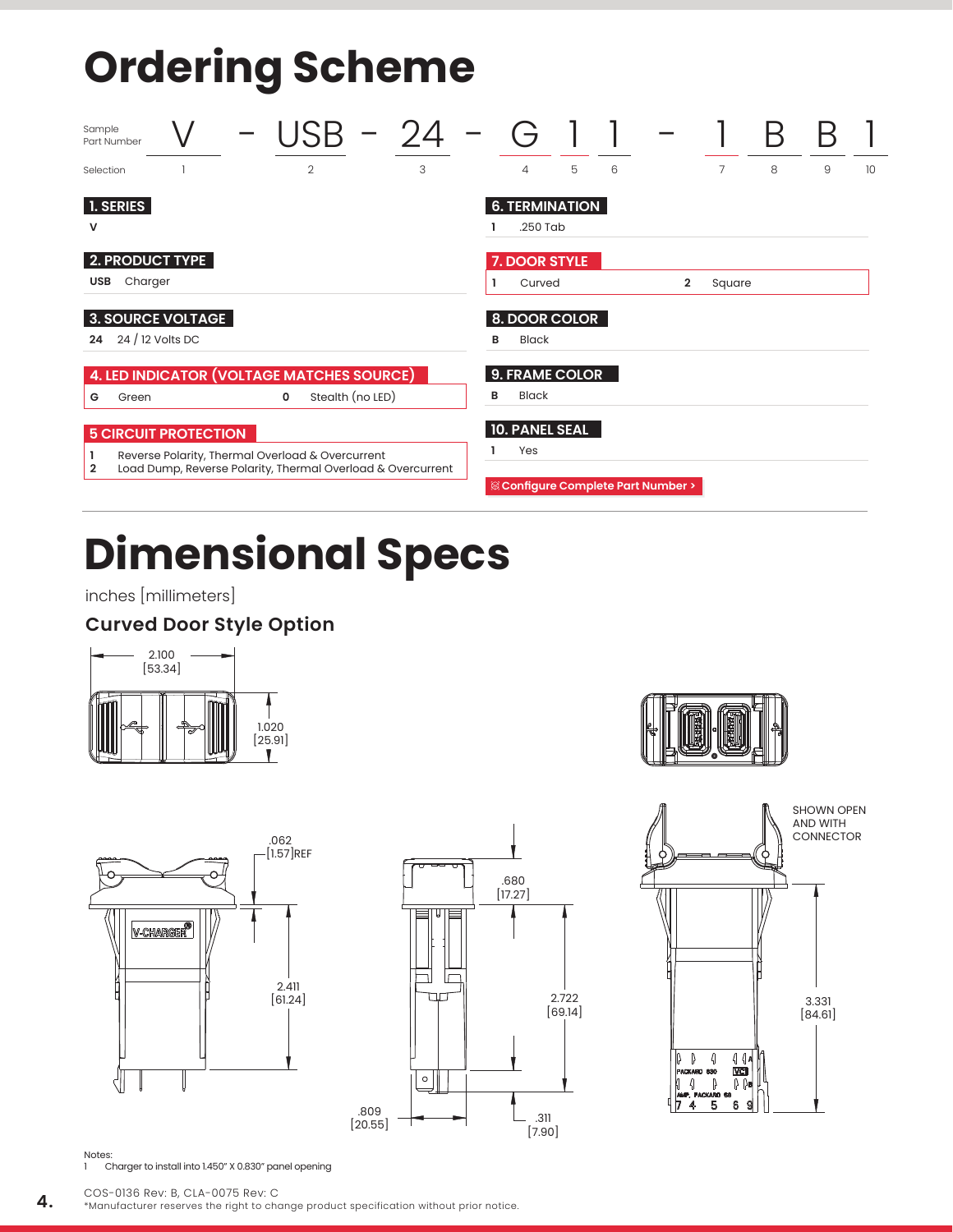# Ordering Scheme

| Sample Part Number | V | - | USB | - | 24 | - | G | 1 | 1 | - | 1 | B | B | 1 |
|---|---|---|---|---|---|---|---|---|---|---|---|---|---|---|
| Selection | 1 | | 2 | | 3 | | 4 | 5 | 6 | | 7 | 8 | 9 | 10 |

**1. SERIES**

**V**

**2. PRODUCT TYPE**

**USB** Charger

**3. SOURCE VOLTAGE**

**24** 24 / 12 Volts DC

**4. LED INDICATOR (VOLTAGE MATCHES SOURCE)**

**G** Green **0** Stealth (no LED)

**5 CIRCUIT PROTECTION**

**1** Reverse Polarity, Thermal Overload & Overcurrent
**2** Load Dump, Reverse Polarity, Thermal Overload & Overcurrent

**6. TERMINATION**

**1** .250 Tab

**7. DOOR STYLE**

**1** Curved **2** Square

**8. DOOR COLOR**

**B** Black

**9. FRAME COLOR**

**B** Black

**10. PANEL SEAL**

**1** Yes

Configure Complete Part Number >

# Dimensional Specs

inches [millimeters]

### Curved Door Style Option

2.100 [53.34]
1.020 [25.91]
.062 [1.57] REF
2.411 [61.24]
.680 [17.27]
2.722 [69.14]
.809 [20.55]
.311 [7.90]
SHOWN OPEN AND WITH CONNECTOR
3.331 [84.61]

Notes:
1 Charger to install into 1.450" X 0.830" panel opening

COS-0136 Rev: B, CLA-0075 Rev: C
*Manufacturer reserves the right to change product specification without prior notice.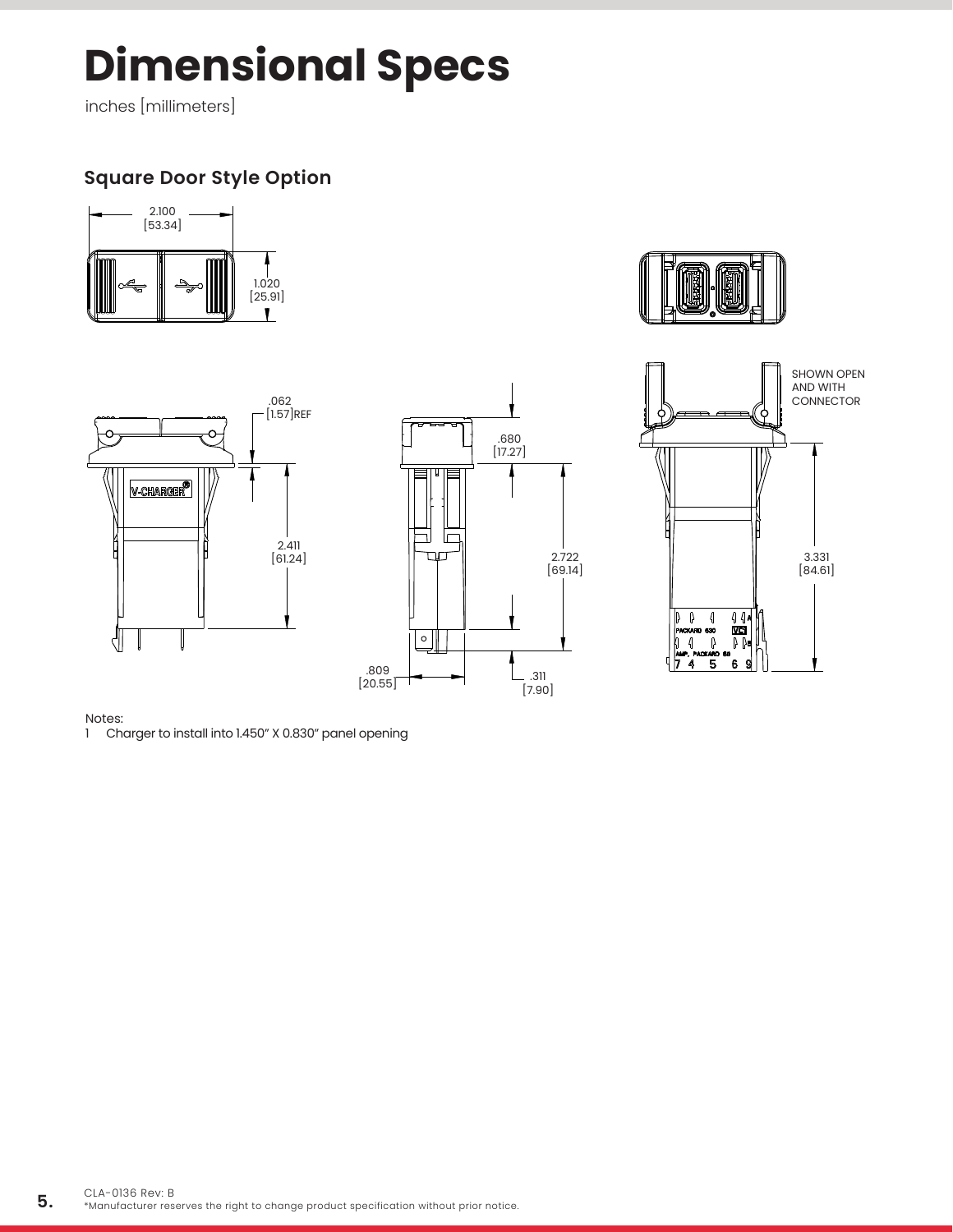# Dimensional Specs

inches [millimeters]

## Square Door Style Option

2.100 [53.34]

1.020 [25.91]

.062 [1.57]REF

2.411 [61.24]

.680 [17.27]

2.722 [69.14]

.809 [20.55]

.311 [7.90]

SHOWN OPEN AND WITH CONNECTOR

3.331 [84.61]

Notes:

1 Charger to install into 1.450" X 0.830" panel opening

CLA-0136 Rev: B

*Manufacturer reserves the right to change product specification without prior notice.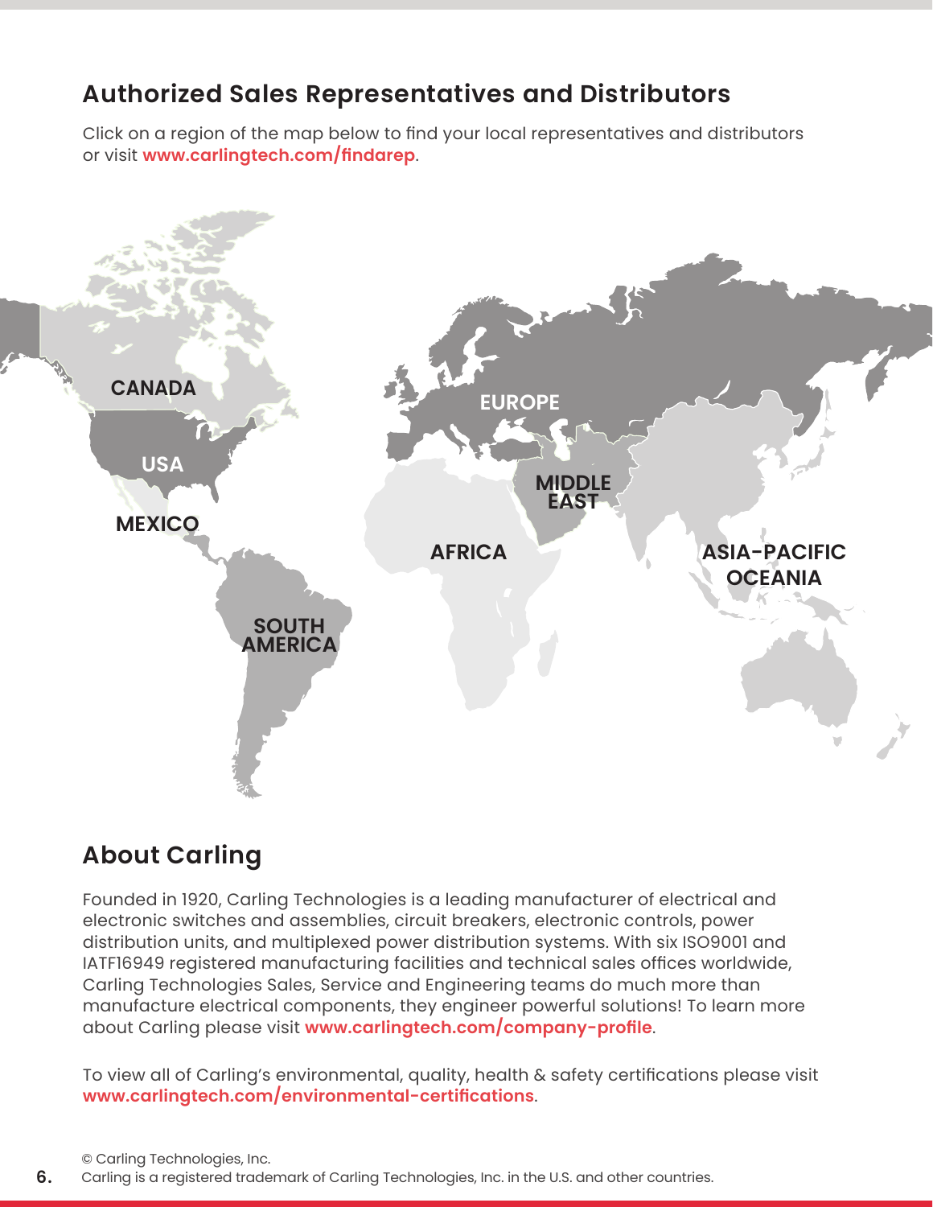## Authorized Sales Representatives and Distributors

Click on a region of the map below to find your local representatives and distributors or visit **www.carlingtech.com/findarep**.

CANADA

USA

MEXICO

SOUTH AMERICA

EUROPE

MIDDLE EAST

AFRICA

ASIA-PACIFIC OCEANIA

## About Carling

Founded in 1920, Carling Technologies is a leading manufacturer of electrical and electronic switches and assemblies, circuit breakers, electronic controls, power distribution units, and multiplexed power distribution systems. With six ISO9001 and IATF16949 registered manufacturing facilities and technical sales offices worldwide, Carling Technologies Sales, Service and Engineering teams do much more than manufacture electrical components, they engineer powerful solutions! To learn more about Carling please visit **www.carlingtech.com/company-profile**.

To view all of Carling's environmental, quality, health & safety certifications please visit **www.carlingtech.com/environmental-certifications**.

© Carling Technologies, Inc.
Carling is a registered trademark of Carling Technologies, Inc. in the U.S. and other countries.